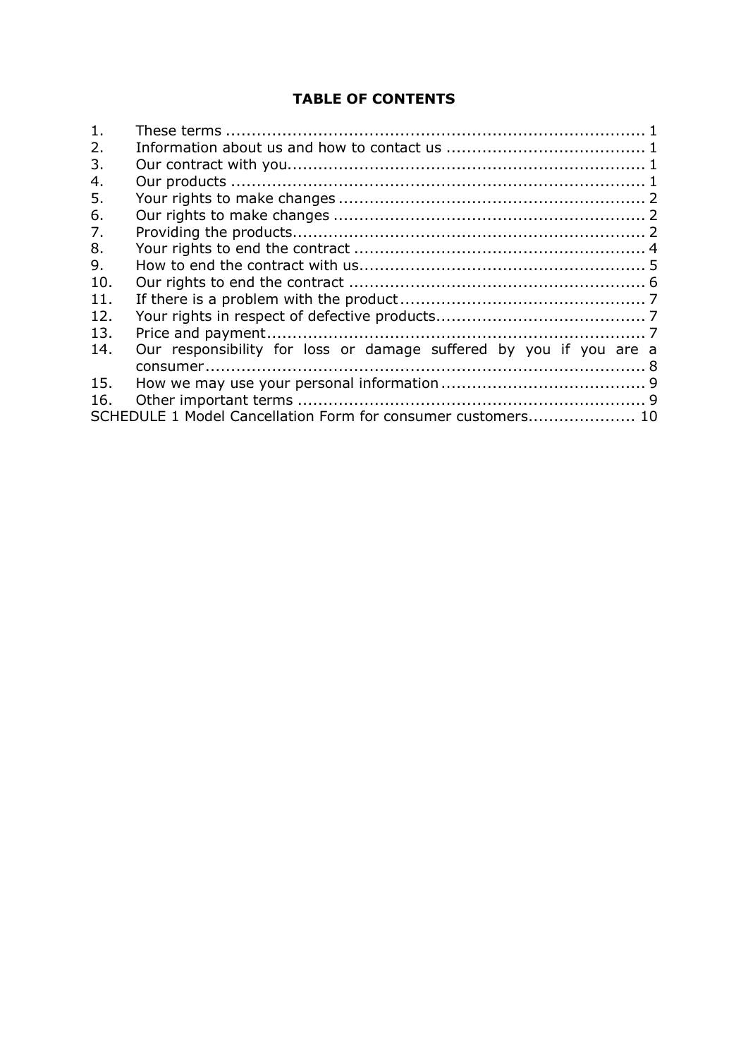# TABLE OF CONTENTS

1. These terms ........................................................................... 1
2. Information about us and how to contact us ....................................... 1
3. Our contract with you................................................................... 1
4. Our products ........................................................................... 1
5. Your rights to make changes ........................................................... 2
6. Our rights to make changes ............................................................ 2
7. Providing the products.................................................................. 2
8. Your rights to end the contract ........................................................ 4
9. How to end the contract with us....................................................... 5
10. Our rights to end the contract ......................................................... 6
11. If there is a problem with the product ............................................... 7
12. Your rights in respect of defective products........................................ 7
13. Price and payment....................................................................... 7
14. Our responsibility for loss or damage suffered by you if you are a consumer..................................................................................... 8
15. How we may use your personal information ....................................... 9
16. Other important terms .................................................................. 9

SCHEDULE 1 Model Cancellation Form for consumer customers.................... 10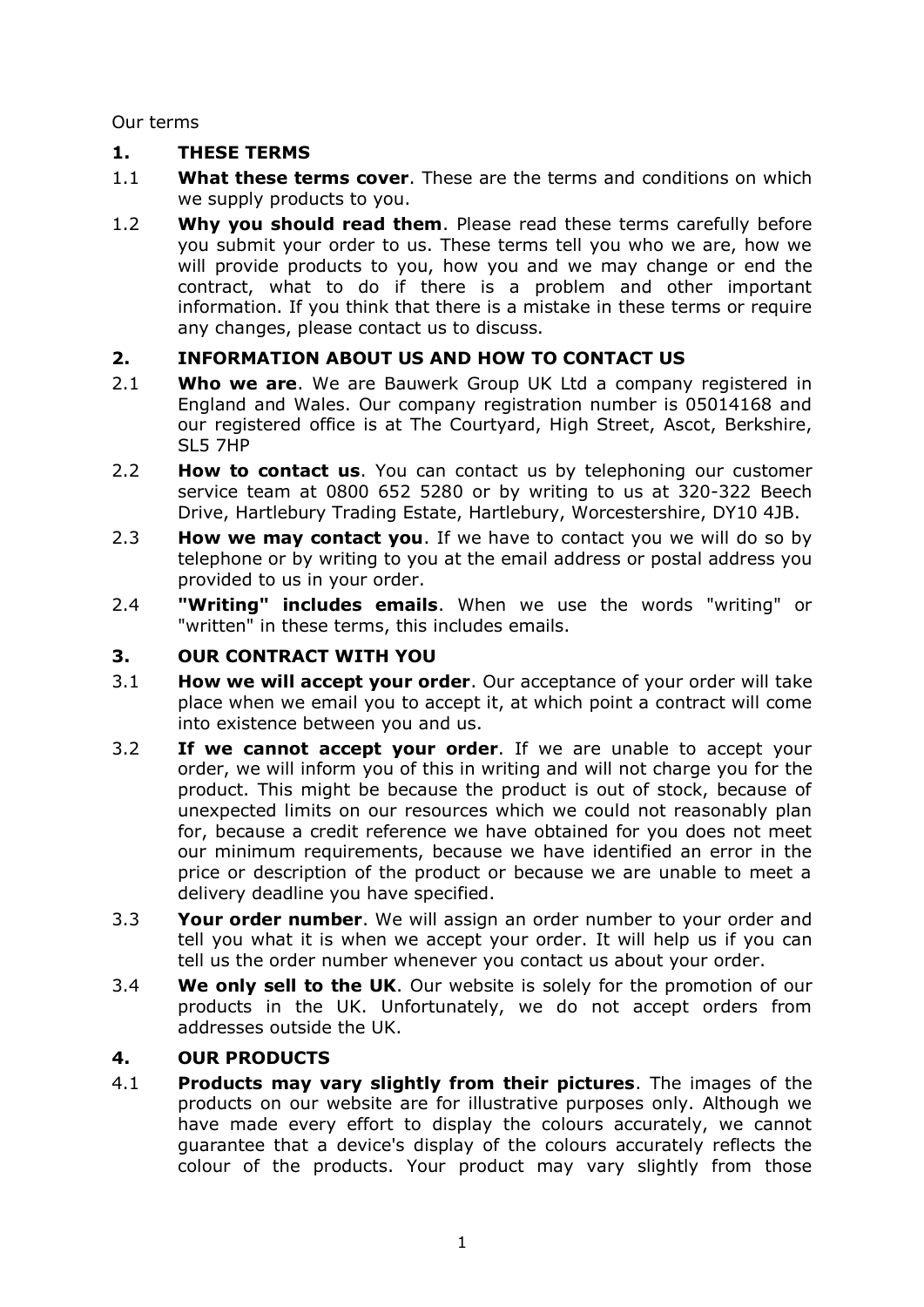Our terms

## 1. THESE TERMS

1.1 **What these terms cover**. These are the terms and conditions on which we supply products to you.

1.2 **Why you should read them**. Please read these terms carefully before you submit your order to us. These terms tell you who we are, how we will provide products to you, how you and we may change or end the contract, what to do if there is a problem and other important information. If you think that there is a mistake in these terms or require any changes, please contact us to discuss.

## 2. INFORMATION ABOUT US AND HOW TO CONTACT US

2.1 **Who we are**. We are Bauwerk Group UK Ltd a company registered in England and Wales. Our company registration number is 05014168 and our registered office is at The Courtyard, High Street, Ascot, Berkshire, SL5 7HP

2.2 **How to contact us**. You can contact us by telephoning our customer service team at 0800 652 5280 or by writing to us at 320-322 Beech Drive, Hartlebury Trading Estate, Hartlebury, Worcestershire, DY10 4JB.

2.3 **How we may contact you**. If we have to contact you we will do so by telephone or by writing to you at the email address or postal address you provided to us in your order.

2.4 **"Writing" includes emails**. When we use the words "writing" or "written" in these terms, this includes emails.

## 3. OUR CONTRACT WITH YOU

3.1 **How we will accept your order**. Our acceptance of your order will take place when we email you to accept it, at which point a contract will come into existence between you and us.

3.2 **If we cannot accept your order**. If we are unable to accept your order, we will inform you of this in writing and will not charge you for the product. This might be because the product is out of stock, because of unexpected limits on our resources which we could not reasonably plan for, because a credit reference we have obtained for you does not meet our minimum requirements, because we have identified an error in the price or description of the product or because we are unable to meet a delivery deadline you have specified.

3.3 **Your order number**. We will assign an order number to your order and tell you what it is when we accept your order. It will help us if you can tell us the order number whenever you contact us about your order.

3.4 **We only sell to the UK**. Our website is solely for the promotion of our products in the UK. Unfortunately, we do not accept orders from addresses outside the UK.

## 4. OUR PRODUCTS

4.1 **Products may vary slightly from their pictures**. The images of the products on our website are for illustrative purposes only. Although we have made every effort to display the colours accurately, we cannot guarantee that a device's display of the colours accurately reflects the colour of the products. Your product may vary slightly from those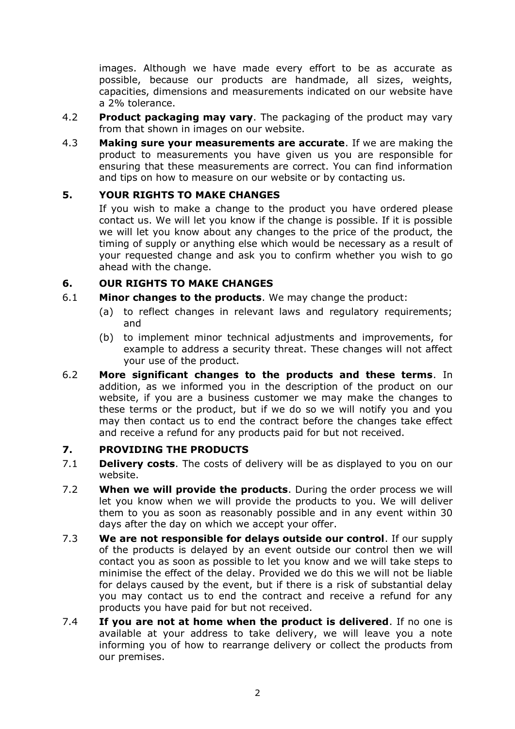images. Although we have made every effort to be as accurate as possible, because our products are handmade, all sizes, weights, capacities, dimensions and measurements indicated on our website have a 2% tolerance.

4.2 **Product packaging may vary**. The packaging of the product may vary from that shown in images on our website.

4.3 **Making sure your measurements are accurate**. If we are making the product to measurements you have given us you are responsible for ensuring that these measurements are correct. You can find information and tips on how to measure on our website or by contacting us.

## 5. YOUR RIGHTS TO MAKE CHANGES

If you wish to make a change to the product you have ordered please contact us. We will let you know if the change is possible. If it is possible we will let you know about any changes to the price of the product, the timing of supply or anything else which would be necessary as a result of your requested change and ask you to confirm whether you wish to go ahead with the change.

## 6. OUR RIGHTS TO MAKE CHANGES

6.1 **Minor changes to the products**. We may change the product:

(a) to reflect changes in relevant laws and regulatory requirements; and

(b) to implement minor technical adjustments and improvements, for example to address a security threat. These changes will not affect your use of the product.

6.2 **More significant changes to the products and these terms**. In addition, as we informed you in the description of the product on our website, if you are a business customer we may make the changes to these terms or the product, but if we do so we will notify you and you may then contact us to end the contract before the changes take effect and receive a refund for any products paid for but not received.

## 7. PROVIDING THE PRODUCTS

7.1 **Delivery costs**. The costs of delivery will be as displayed to you on our website.

7.2 **When we will provide the products**. During the order process we will let you know when we will provide the products to you. We will deliver them to you as soon as reasonably possible and in any event within 30 days after the day on which we accept your offer.

7.3 **We are not responsible for delays outside our control**. If our supply of the products is delayed by an event outside our control then we will contact you as soon as possible to let you know and we will take steps to minimise the effect of the delay. Provided we do this we will not be liable for delays caused by the event, but if there is a risk of substantial delay you may contact us to end the contract and receive a refund for any products you have paid for but not received.

7.4 **If you are not at home when the product is delivered**. If no one is available at your address to take delivery, we will leave you a note informing you of how to rearrange delivery or collect the products from our premises.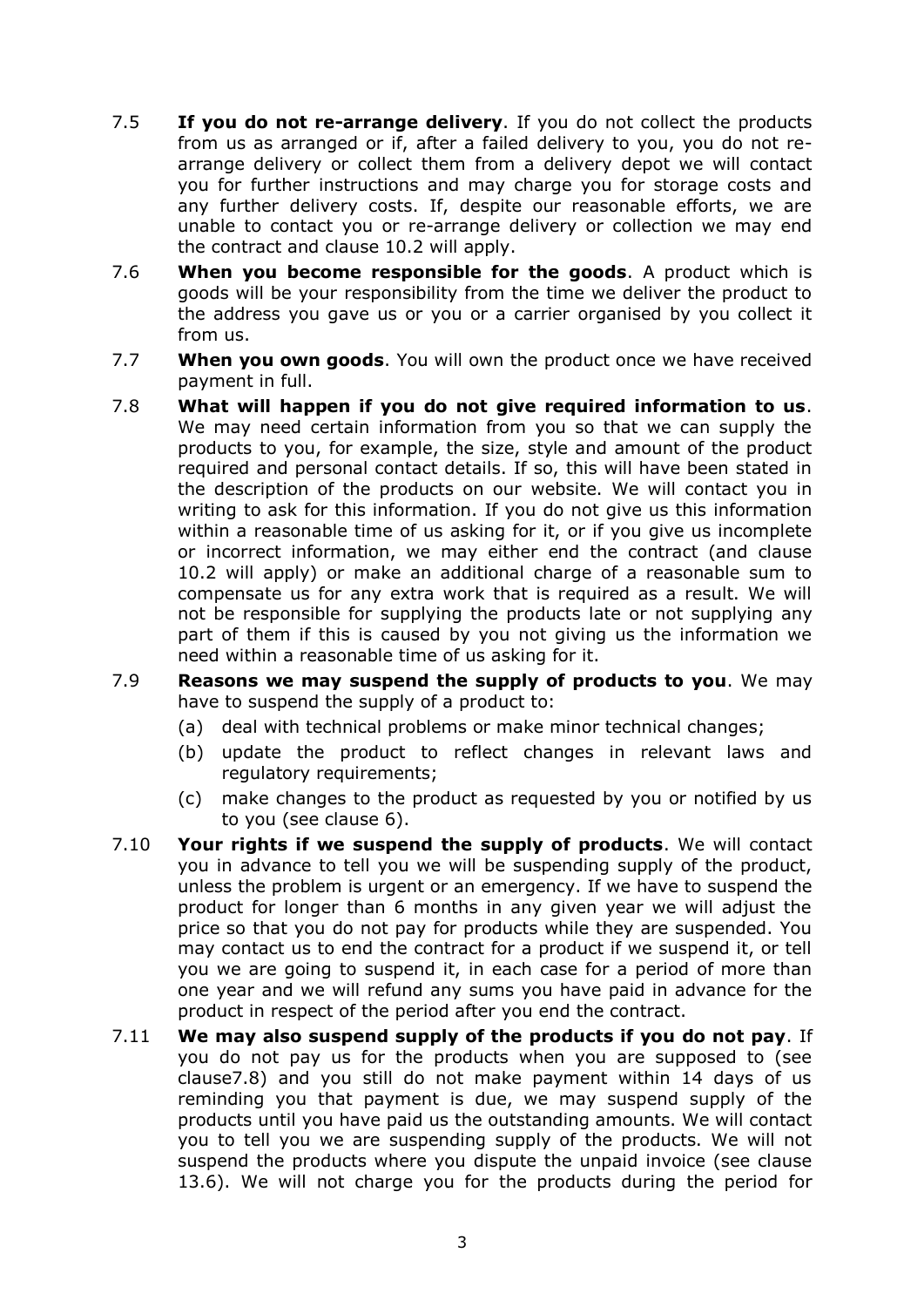7.5 **If you do not re-arrange delivery**. If you do not collect the products from us as arranged or if, after a failed delivery to you, you do not re-arrange delivery or collect them from a delivery depot we will contact you for further instructions and may charge you for storage costs and any further delivery costs. If, despite our reasonable efforts, we are unable to contact you or re-arrange delivery or collection we may end the contract and clause 10.2 will apply.

7.6 **When you become responsible for the goods**. A product which is goods will be your responsibility from the time we deliver the product to the address you gave us or you or a carrier organised by you collect it from us.

7.7 **When you own goods**. You will own the product once we have received payment in full.

7.8 **What will happen if you do not give required information to us**. We may need certain information from you so that we can supply the products to you, for example, the size, style and amount of the product required and personal contact details. If so, this will have been stated in the description of the products on our website. We will contact you in writing to ask for this information. If you do not give us this information within a reasonable time of us asking for it, or if you give us incomplete or incorrect information, we may either end the contract (and clause 10.2 will apply) or make an additional charge of a reasonable sum to compensate us for any extra work that is required as a result. We will not be responsible for supplying the products late or not supplying any part of them if this is caused by you not giving us the information we need within a reasonable time of us asking for it.

7.9 **Reasons we may suspend the supply of products to you**. We may have to suspend the supply of a product to:

(a) deal with technical problems or make minor technical changes;

(b) update the product to reflect changes in relevant laws and regulatory requirements;

(c) make changes to the product as requested by you or notified by us to you (see clause 6).

7.10 **Your rights if we suspend the supply of products**. We will contact you in advance to tell you we will be suspending supply of the product, unless the problem is urgent or an emergency. If we have to suspend the product for longer than 6 months in any given year we will adjust the price so that you do not pay for products while they are suspended. You may contact us to end the contract for a product if we suspend it, or tell you we are going to suspend it, in each case for a period of more than one year and we will refund any sums you have paid in advance for the product in respect of the period after you end the contract.

7.11 **We may also suspend supply of the products if you do not pay**. If you do not pay us for the products when you are supposed to (see clause7.8) and you still do not make payment within 14 days of us reminding you that payment is due, we may suspend supply of the products until you have paid us the outstanding amounts. We will contact you to tell you we are suspending supply of the products. We will not suspend the products where you dispute the unpaid invoice (see clause 13.6). We will not charge you for the products during the period for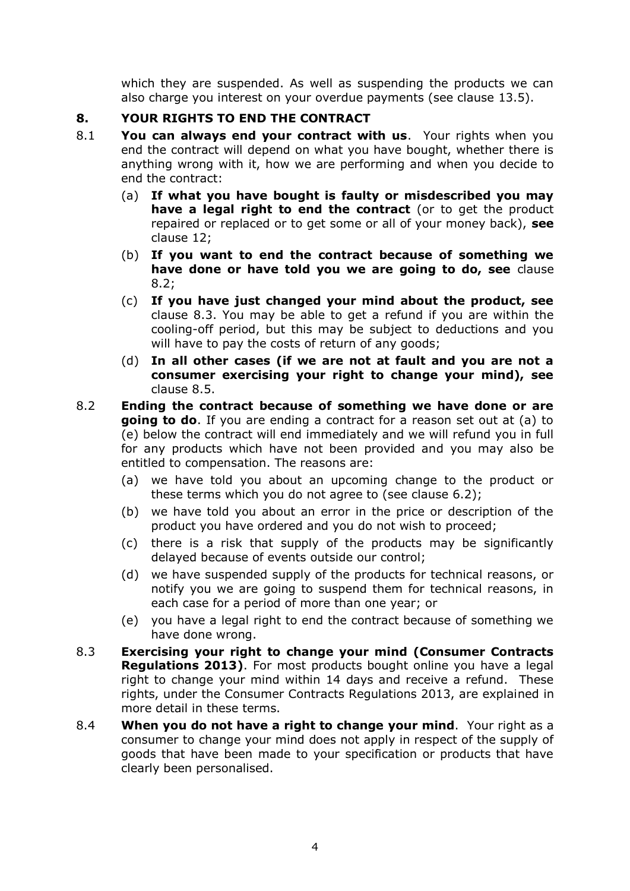which they are suspended. As well as suspending the products we can also charge you interest on your overdue payments (see clause 13.5).

## 8. YOUR RIGHTS TO END THE CONTRACT

8.1 **You can always end your contract with us**. Your rights when you end the contract will depend on what you have bought, whether there is anything wrong with it, how we are performing and when you decide to end the contract:

- (a) **If what you have bought is faulty or misdescribed you may have a legal right to end the contract** (or to get the product repaired or replaced or to get some or all of your money back), **see** clause 12;
- (b) **If you want to end the contract because of something we have done or have told you we are going to do, see** clause 8.2;
- (c) **If you have just changed your mind about the product, see** clause 8.3. You may be able to get a refund if you are within the cooling-off period, but this may be subject to deductions and you will have to pay the costs of return of any goods;
- (d) **In all other cases (if we are not at fault and you are not a consumer exercising your right to change your mind), see** clause 8.5.

8.2 **Ending the contract because of something we have done or are going to do**. If you are ending a contract for a reason set out at (a) to (e) below the contract will end immediately and we will refund you in full for any products which have not been provided and you may also be entitled to compensation. The reasons are:

- (a) we have told you about an upcoming change to the product or these terms which you do not agree to (see clause 6.2);
- (b) we have told you about an error in the price or description of the product you have ordered and you do not wish to proceed;
- (c) there is a risk that supply of the products may be significantly delayed because of events outside our control;
- (d) we have suspended supply of the products for technical reasons, or notify you we are going to suspend them for technical reasons, in each case for a period of more than one year; or
- (e) you have a legal right to end the contract because of something we have done wrong.

8.3 **Exercising your right to change your mind (Consumer Contracts Regulations 2013)**. For most products bought online you have a legal right to change your mind within 14 days and receive a refund. These rights, under the Consumer Contracts Regulations 2013, are explained in more detail in these terms.

8.4 **When you do not have a right to change your mind**. Your right as a consumer to change your mind does not apply in respect of the supply of goods that have been made to your specification or products that have clearly been personalised.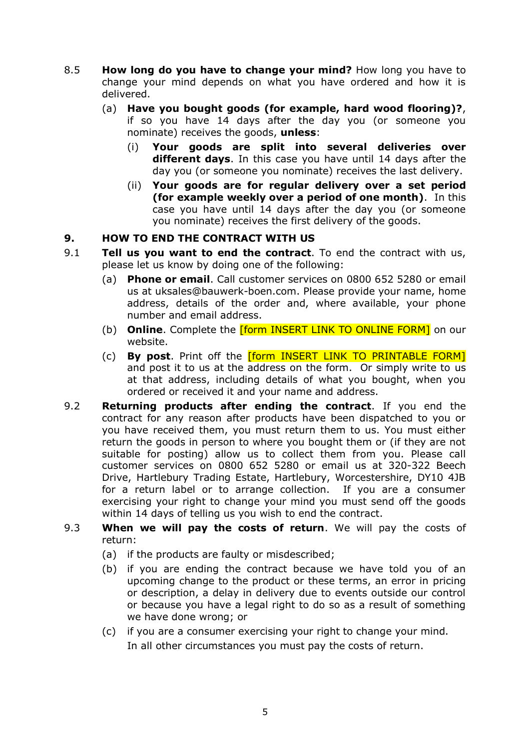8.5 **How long do you have to change your mind?** How long you have to change your mind depends on what you have ordered and how it is delivered.

(a) **Have you bought goods (for example, hard wood flooring)?**, if so you have 14 days after the day you (or someone you nominate) receives the goods, **unless**:

(i) **Your goods are split into several deliveries over different days**. In this case you have until 14 days after the day you (or someone you nominate) receives the last delivery.

(ii) **Your goods are for regular delivery over a set period (for example weekly over a period of one month)**. In this case you have until 14 days after the day you (or someone you nominate) receives the first delivery of the goods.

## 9. HOW TO END THE CONTRACT WITH US

9.1 **Tell us you want to end the contract**. To end the contract with us, please let us know by doing one of the following:

(a) **Phone or email**. Call customer services on 0800 652 5280 or email us at uksales@bauwerk-boen.com. Please provide your name, home address, details of the order and, where available, your phone number and email address.

(b) **Online**. Complete the [form INSERT LINK TO ONLINE FORM] on our website.

(c) **By post**. Print off the [form INSERT LINK TO PRINTABLE FORM] and post it to us at the address on the form. Or simply write to us at that address, including details of what you bought, when you ordered or received it and your name and address.

9.2 **Returning products after ending the contract**. If you end the contract for any reason after products have been dispatched to you or you have received them, you must return them to us. You must either return the goods in person to where you bought them or (if they are not suitable for posting) allow us to collect them from you. Please call customer services on 0800 652 5280 or email us at 320-322 Beech Drive, Hartlebury Trading Estate, Hartlebury, Worcestershire, DY10 4JB for a return label or to arrange collection. If you are a consumer exercising your right to change your mind you must send off the goods within 14 days of telling us you wish to end the contract.

9.3 **When we will pay the costs of return**. We will pay the costs of return:

(a) if the products are faulty or misdescribed;

(b) if you are ending the contract because we have told you of an upcoming change to the product or these terms, an error in pricing or description, a delay in delivery due to events outside our control or because you have a legal right to do so as a result of something we have done wrong; or

(c) if you are a consumer exercising your right to change your mind.

In all other circumstances you must pay the costs of return.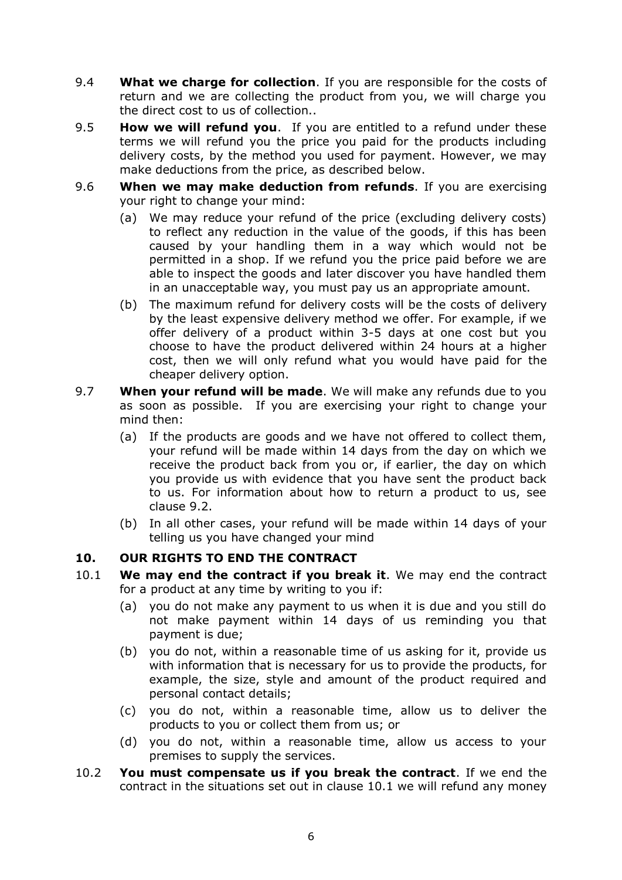9.4 **What we charge for collection**. If you are responsible for the costs of return and we are collecting the product from you, we will charge you the direct cost to us of collection..

9.5 **How we will refund you**. If you are entitled to a refund under these terms we will refund you the price you paid for the products including delivery costs, by the method you used for payment. However, we may make deductions from the price, as described below.

9.6 **When we may make deduction from refunds**. If you are exercising your right to change your mind:

(a) We may reduce your refund of the price (excluding delivery costs) to reflect any reduction in the value of the goods, if this has been caused by your handling them in a way which would not be permitted in a shop. If we refund you the price paid before we are able to inspect the goods and later discover you have handled them in an unacceptable way, you must pay us an appropriate amount.

(b) The maximum refund for delivery costs will be the costs of delivery by the least expensive delivery method we offer. For example, if we offer delivery of a product within 3-5 days at one cost but you choose to have the product delivered within 24 hours at a higher cost, then we will only refund what you would have paid for the cheaper delivery option.

9.7 **When your refund will be made**. We will make any refunds due to you as soon as possible. If you are exercising your right to change your mind then:

(a) If the products are goods and we have not offered to collect them, your refund will be made within 14 days from the day on which we receive the product back from you or, if earlier, the day on which you provide us with evidence that you have sent the product back to us. For information about how to return a product to us, see clause 9.2.

(b) In all other cases, your refund will be made within 14 days of your telling us you have changed your mind

## 10. OUR RIGHTS TO END THE CONTRACT

10.1 **We may end the contract if you break it**. We may end the contract for a product at any time by writing to you if:

(a) you do not make any payment to us when it is due and you still do not make payment within 14 days of us reminding you that payment is due;

(b) you do not, within a reasonable time of us asking for it, provide us with information that is necessary for us to provide the products, for example, the size, style and amount of the product required and personal contact details;

(c) you do not, within a reasonable time, allow us to deliver the products to you or collect them from us; or

(d) you do not, within a reasonable time, allow us access to your premises to supply the services.

10.2 **You must compensate us if you break the contract**. If we end the contract in the situations set out in clause 10.1 we will refund any money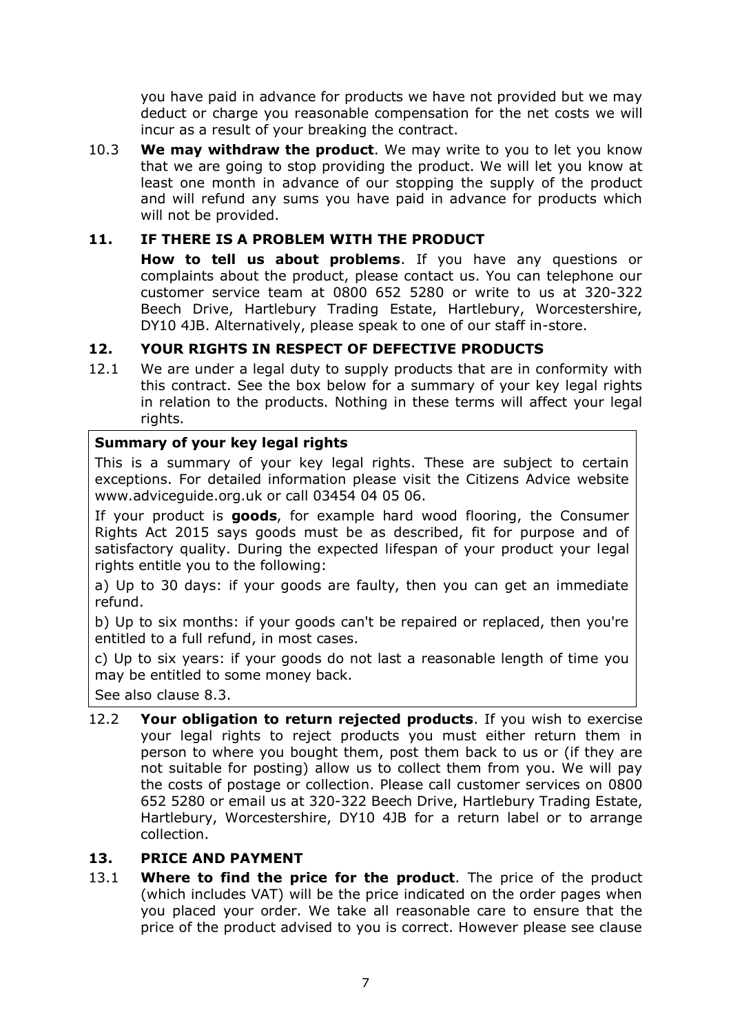you have paid in advance for products we have not provided but we may deduct or charge you reasonable compensation for the net costs we will incur as a result of your breaking the contract.

10.3 **We may withdraw the product**. We may write to you to let you know that we are going to stop providing the product. We will let you know at least one month in advance of our stopping the supply of the product and will refund any sums you have paid in advance for products which will not be provided.

## 11. IF THERE IS A PROBLEM WITH THE PRODUCT

**How to tell us about problems**. If you have any questions or complaints about the product, please contact us. You can telephone our customer service team at 0800 652 5280 or write to us at 320-322 Beech Drive, Hartlebury Trading Estate, Hartlebury, Worcestershire, DY10 4JB. Alternatively, please speak to one of our staff in-store.

## 12. YOUR RIGHTS IN RESPECT OF DEFECTIVE PRODUCTS

12.1 We are under a legal duty to supply products that are in conformity with this contract. See the box below for a summary of your key legal rights in relation to the products. Nothing in these terms will affect your legal rights.

**Summary of your key legal rights**

This is a summary of your key legal rights. These are subject to certain exceptions. For detailed information please visit the Citizens Advice website www.adviceguide.org.uk or call 03454 04 05 06.

If your product is **goods**, for example hard wood flooring, the Consumer Rights Act 2015 says goods must be as described, fit for purpose and of satisfactory quality. During the expected lifespan of your product your legal rights entitle you to the following:

a) Up to 30 days: if your goods are faulty, then you can get an immediate refund.

b) Up to six months: if your goods can't be repaired or replaced, then you're entitled to a full refund, in most cases.

c) Up to six years: if your goods do not last a reasonable length of time you may be entitled to some money back.

See also clause 8.3.

12.2 **Your obligation to return rejected products**. If you wish to exercise your legal rights to reject products you must either return them in person to where you bought them, post them back to us or (if they are not suitable for posting) allow us to collect them from you. We will pay the costs of postage or collection. Please call customer services on 0800 652 5280 or email us at 320-322 Beech Drive, Hartlebury Trading Estate, Hartlebury, Worcestershire, DY10 4JB for a return label or to arrange collection.

## 13. PRICE AND PAYMENT

13.1 **Where to find the price for the product**. The price of the product (which includes VAT) will be the price indicated on the order pages when you placed your order. We take all reasonable care to ensure that the price of the product advised to you is correct. However please see clause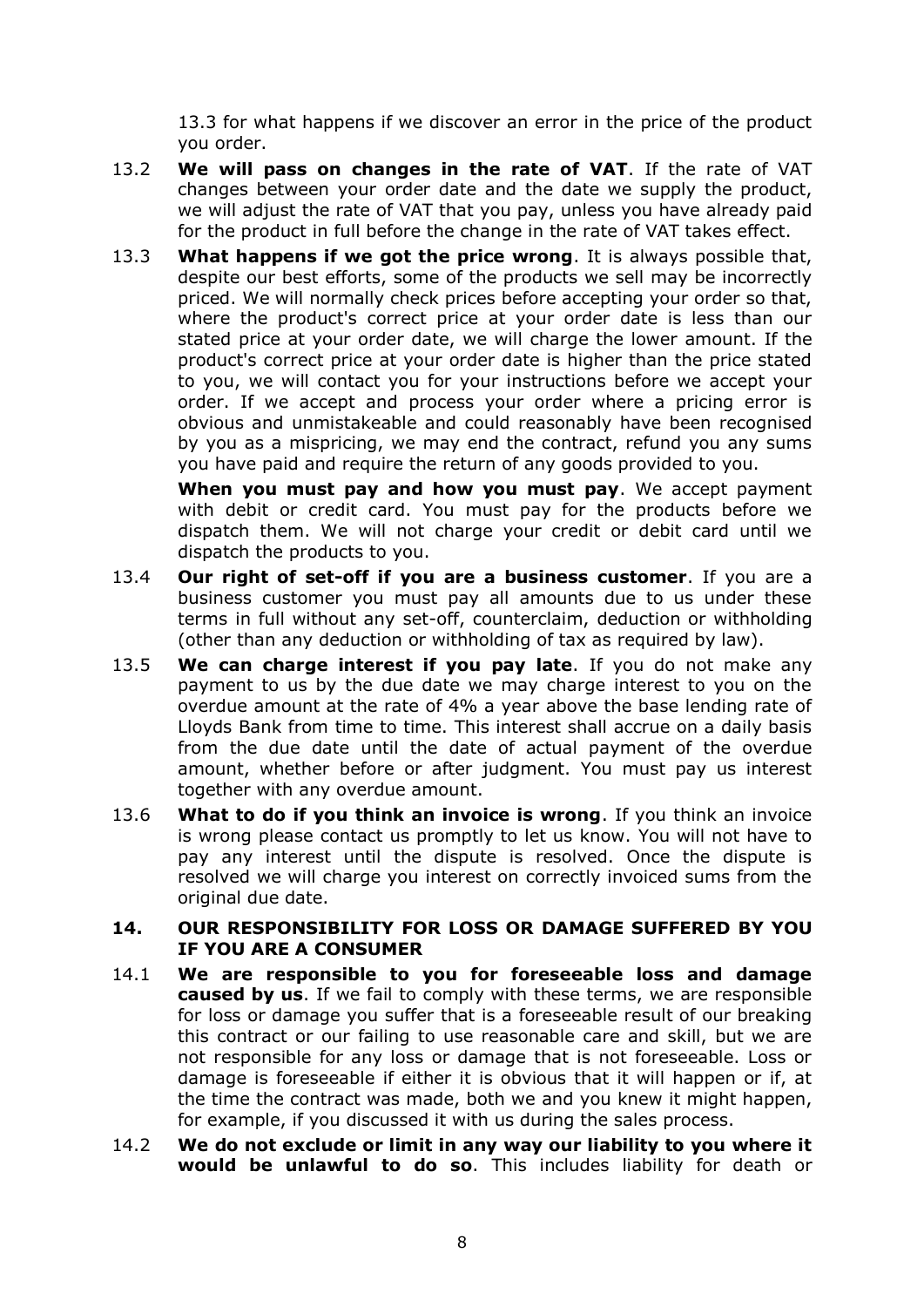13.3 for what happens if we discover an error in the price of the product you order.

13.2 **We will pass on changes in the rate of VAT**. If the rate of VAT changes between your order date and the date we supply the product, we will adjust the rate of VAT that you pay, unless you have already paid for the product in full before the change in the rate of VAT takes effect.

13.3 **What happens if we got the price wrong**. It is always possible that, despite our best efforts, some of the products we sell may be incorrectly priced. We will normally check prices before accepting your order so that, where the product's correct price at your order date is less than our stated price at your order date, we will charge the lower amount. If the product's correct price at your order date is higher than the price stated to you, we will contact you for your instructions before we accept your order. If we accept and process your order where a pricing error is obvious and unmistakeable and could reasonably have been recognised by you as a mispricing, we may end the contract, refund you any sums you have paid and require the return of any goods provided to you.

**When you must pay and how you must pay**. We accept payment with debit or credit card. You must pay for the products before we dispatch them. We will not charge your credit or debit card until we dispatch the products to you.

13.4 **Our right of set-off if you are a business customer**. If you are a business customer you must pay all amounts due to us under these terms in full without any set-off, counterclaim, deduction or withholding (other than any deduction or withholding of tax as required by law).

13.5 **We can charge interest if you pay late**. If you do not make any payment to us by the due date we may charge interest to you on the overdue amount at the rate of 4% a year above the base lending rate of Lloyds Bank from time to time. This interest shall accrue on a daily basis from the due date until the date of actual payment of the overdue amount, whether before or after judgment. You must pay us interest together with any overdue amount.

13.6 **What to do if you think an invoice is wrong**. If you think an invoice is wrong please contact us promptly to let us know. You will not have to pay any interest until the dispute is resolved. Once the dispute is resolved we will charge you interest on correctly invoiced sums from the original due date.

## 14. OUR RESPONSIBILITY FOR LOSS OR DAMAGE SUFFERED BY YOU IF YOU ARE A CONSUMER

14.1 **We are responsible to you for foreseeable loss and damage caused by us**. If we fail to comply with these terms, we are responsible for loss or damage you suffer that is a foreseeable result of our breaking this contract or our failing to use reasonable care and skill, but we are not responsible for any loss or damage that is not foreseeable. Loss or damage is foreseeable if either it is obvious that it will happen or if, at the time the contract was made, both we and you knew it might happen, for example, if you discussed it with us during the sales process.

14.2 **We do not exclude or limit in any way our liability to you where it would be unlawful to do so**. This includes liability for death or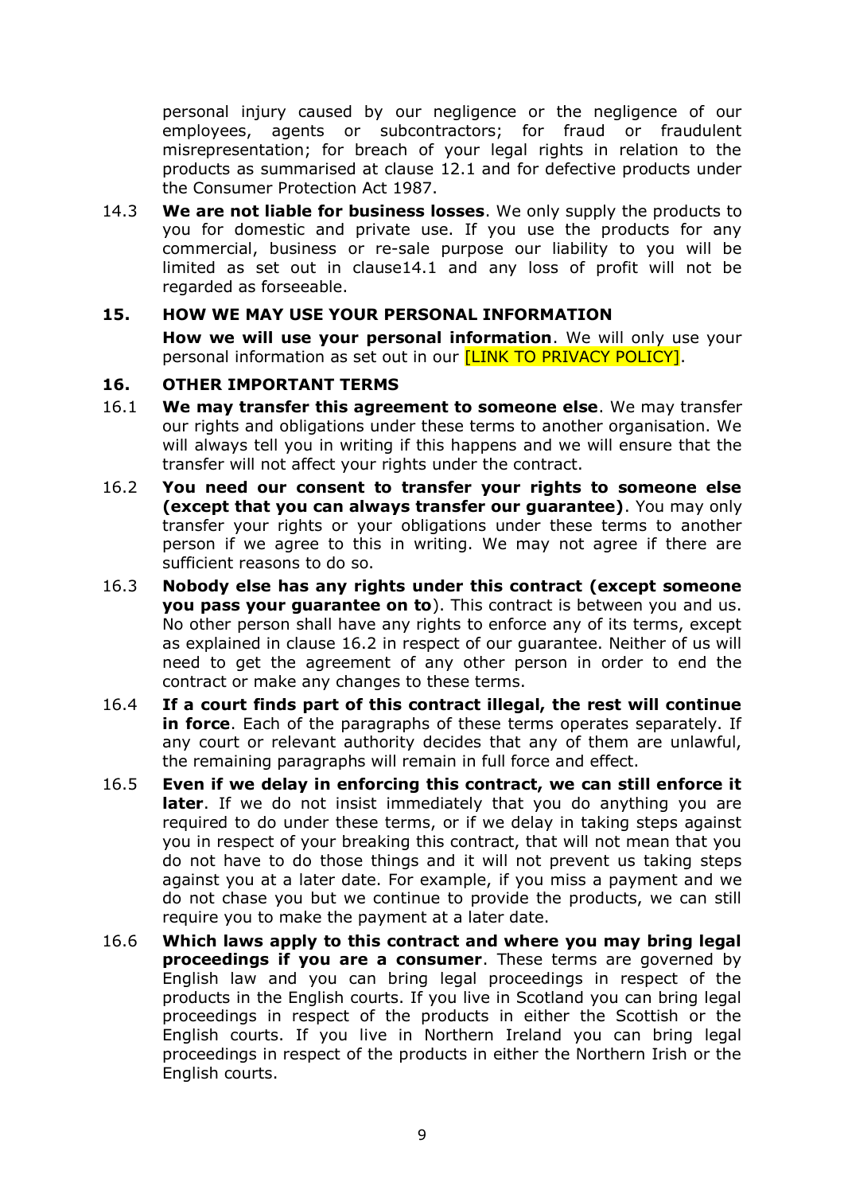personal injury caused by our negligence or the negligence of our employees, agents or subcontractors; for fraud or fraudulent misrepresentation; for breach of your legal rights in relation to the products as summarised at clause 12.1 and for defective products under the Consumer Protection Act 1987.

14.3 **We are not liable for business losses**. We only supply the products to you for domestic and private use. If you use the products for any commercial, business or re-sale purpose our liability to you will be limited as set out in clause14.1 and any loss of profit will not be regarded as forseeable.

## 15. HOW WE MAY USE YOUR PERSONAL INFORMATION

**How we will use your personal information**. We will only use your personal information as set out in our [LINK TO PRIVACY POLICY].

## 16. OTHER IMPORTANT TERMS

16.1 **We may transfer this agreement to someone else**. We may transfer our rights and obligations under these terms to another organisation. We will always tell you in writing if this happens and we will ensure that the transfer will not affect your rights under the contract.

16.2 **You need our consent to transfer your rights to someone else (except that you can always transfer our guarantee)**. You may only transfer your rights or your obligations under these terms to another person if we agree to this in writing. We may not agree if there are sufficient reasons to do so.

16.3 **Nobody else has any rights under this contract (except someone you pass your guarantee on to**). This contract is between you and us. No other person shall have any rights to enforce any of its terms, except as explained in clause 16.2 in respect of our guarantee. Neither of us will need to get the agreement of any other person in order to end the contract or make any changes to these terms.

16.4 **If a court finds part of this contract illegal, the rest will continue in force**. Each of the paragraphs of these terms operates separately. If any court or relevant authority decides that any of them are unlawful, the remaining paragraphs will remain in full force and effect.

16.5 **Even if we delay in enforcing this contract, we can still enforce it later**. If we do not insist immediately that you do anything you are required to do under these terms, or if we delay in taking steps against you in respect of your breaking this contract, that will not mean that you do not have to do those things and it will not prevent us taking steps against you at a later date. For example, if you miss a payment and we do not chase you but we continue to provide the products, we can still require you to make the payment at a later date.

16.6 **Which laws apply to this contract and where you may bring legal proceedings if you are a consumer**. These terms are governed by English law and you can bring legal proceedings in respect of the products in the English courts. If you live in Scotland you can bring legal proceedings in respect of the products in either the Scottish or the English courts. If you live in Northern Ireland you can bring legal proceedings in respect of the products in either the Northern Irish or the English courts.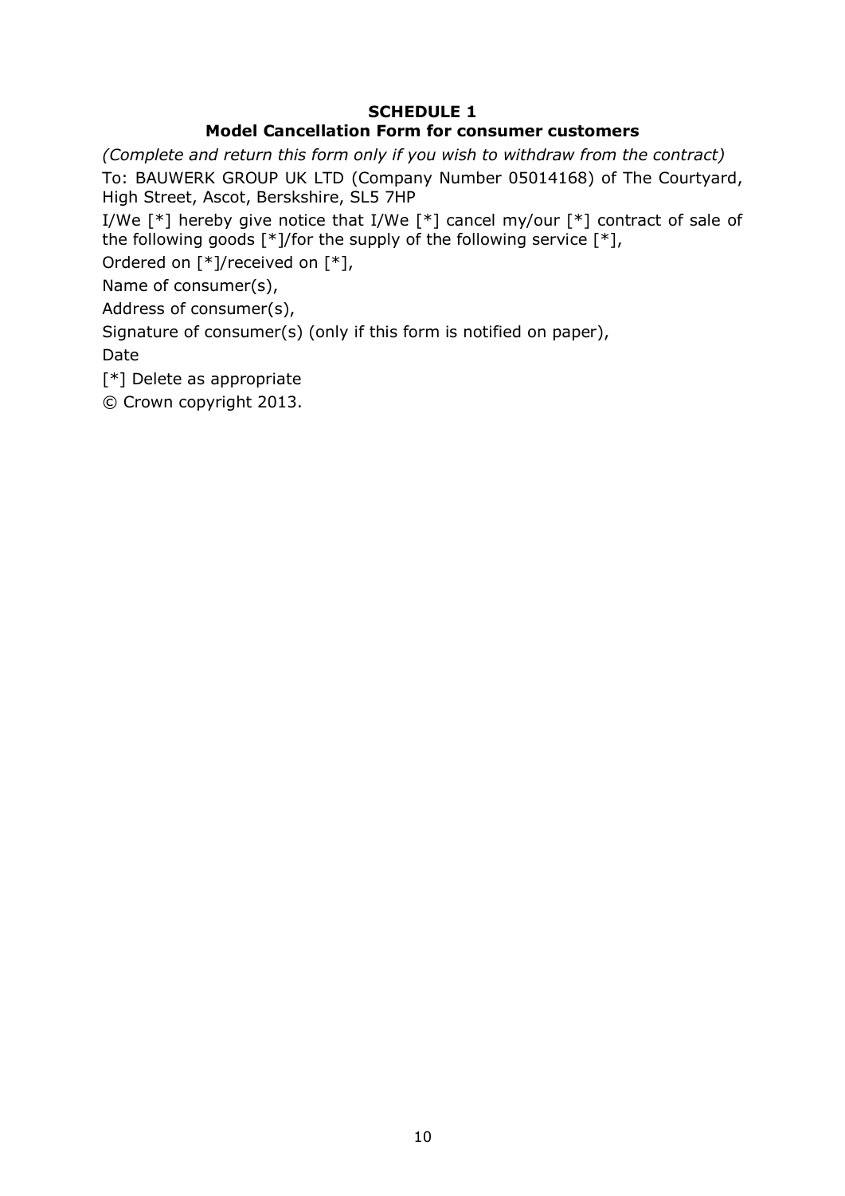## SCHEDULE 1
## Model Cancellation Form for consumer customers

*(Complete and return this form only if you wish to withdraw from the contract)*

To: BAUWERK GROUP UK LTD (Company Number 05014168) of The Courtyard, High Street, Ascot, Berskshire, SL5 7HP

I/We [*] hereby give notice that I/We [*] cancel my/our [*] contract of sale of the following goods [*]/for the supply of the following service [*],

Ordered on [*]/received on [*],

Name of consumer(s),

Address of consumer(s),

Signature of consumer(s) (only if this form is notified on paper),

Date

[*] Delete as appropriate

© Crown copyright 2013.